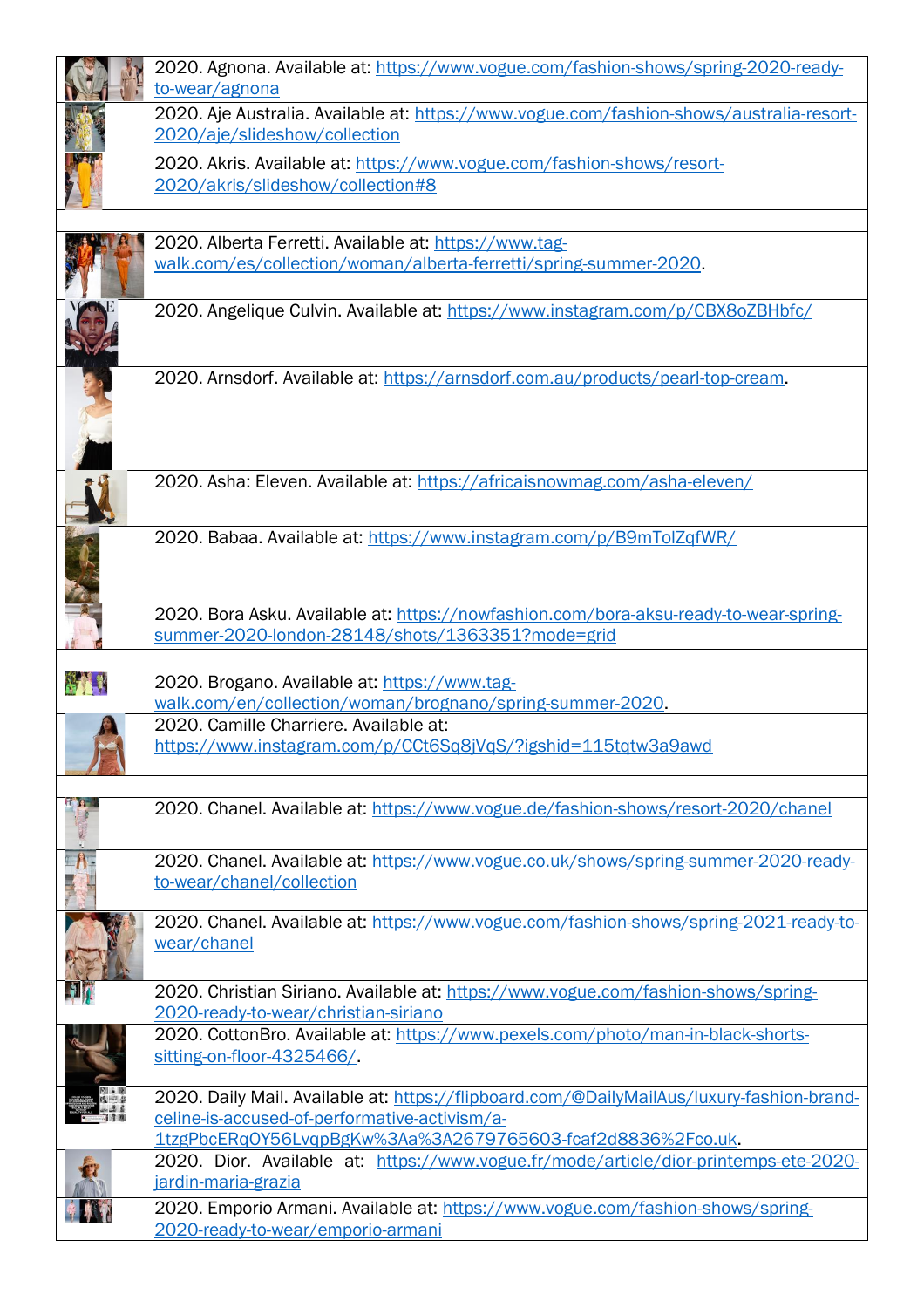| | |
|---|---|
| | 2020. Agnona. Available at: https://www.vogue.com/fashion-shows/spring-2020-ready-to-wear/agnona |
| | 2020. Aje Australia. Available at: https://www.vogue.com/fashion-shows/australia-resort-2020/aje/slideshow/collection |
| | 2020. Akris. Available at: https://www.vogue.com/fashion-shows/resort-2020/akris/slideshow/collection#8 |
| | |
| | 2020. Alberta Ferretti. Available at: https://www.tag-walk.com/es/collection/woman/alberta-ferretti/spring-summer-2020. |
| | 2020. Angelique Culvin. Available at: https://www.instagram.com/p/CBX8oZBHbfc/ |
| | 2020. Arnsdorf. Available at: https://arnsdorf.com.au/products/pearl-top-cream. |
| | 2020. Asha: Eleven. Available at: https://africaisnowmag.com/asha-eleven/ |
| | 2020. Babaa. Available at: https://www.instagram.com/p/B9mTolZqfWR/ |
| | 2020. Bora Asku. Available at: https://nowfashion.com/bora-aksu-ready-to-wear-spring-summer-2020-london-28148/shots/1363351?mode=grid |
| | |
| | 2020. Brogano. Available at: https://www.tag-walk.com/en/collection/woman/brognano/spring-summer-2020. |
| | 2020. Camille Charriere. Available at: https://www.instagram.com/p/CCt6Sq8jVqS/?igshid=115tqtw3a9awd |
| | |
| | 2020. Chanel. Available at: https://www.vogue.de/fashion-shows/resort-2020/chanel |
| | 2020. Chanel. Available at: https://www.vogue.co.uk/shows/spring-summer-2020-ready-to-wear/chanel/collection |
| | 2020. Chanel. Available at: https://www.vogue.com/fashion-shows/spring-2021-ready-to-wear/chanel |
| | 2020. Christian Siriano. Available at: https://www.vogue.com/fashion-shows/spring-2020-ready-to-wear/christian-siriano |
| | 2020. CottonBro. Available at: https://www.pexels.com/photo/man-in-black-shorts-sitting-on-floor-4325466/. |
| | 2020. Daily Mail. Available at: https://flipboard.com/@DailyMailAus/luxury-fashion-brand-celine-is-accused-of-performative-activism/a-1tzgPbcERqOY56LvqpBgKw%3Aa%3A2679765603-fcaf2d8836%2Fco.uk. |
| | 2020. Dior. Available at: https://www.vogue.fr/mode/article/dior-printemps-ete-2020-jardin-maria-grazia |
| | 2020. Emporio Armani. Available at: https://www.vogue.com/fashion-shows/spring-2020-ready-to-wear/emporio-armani |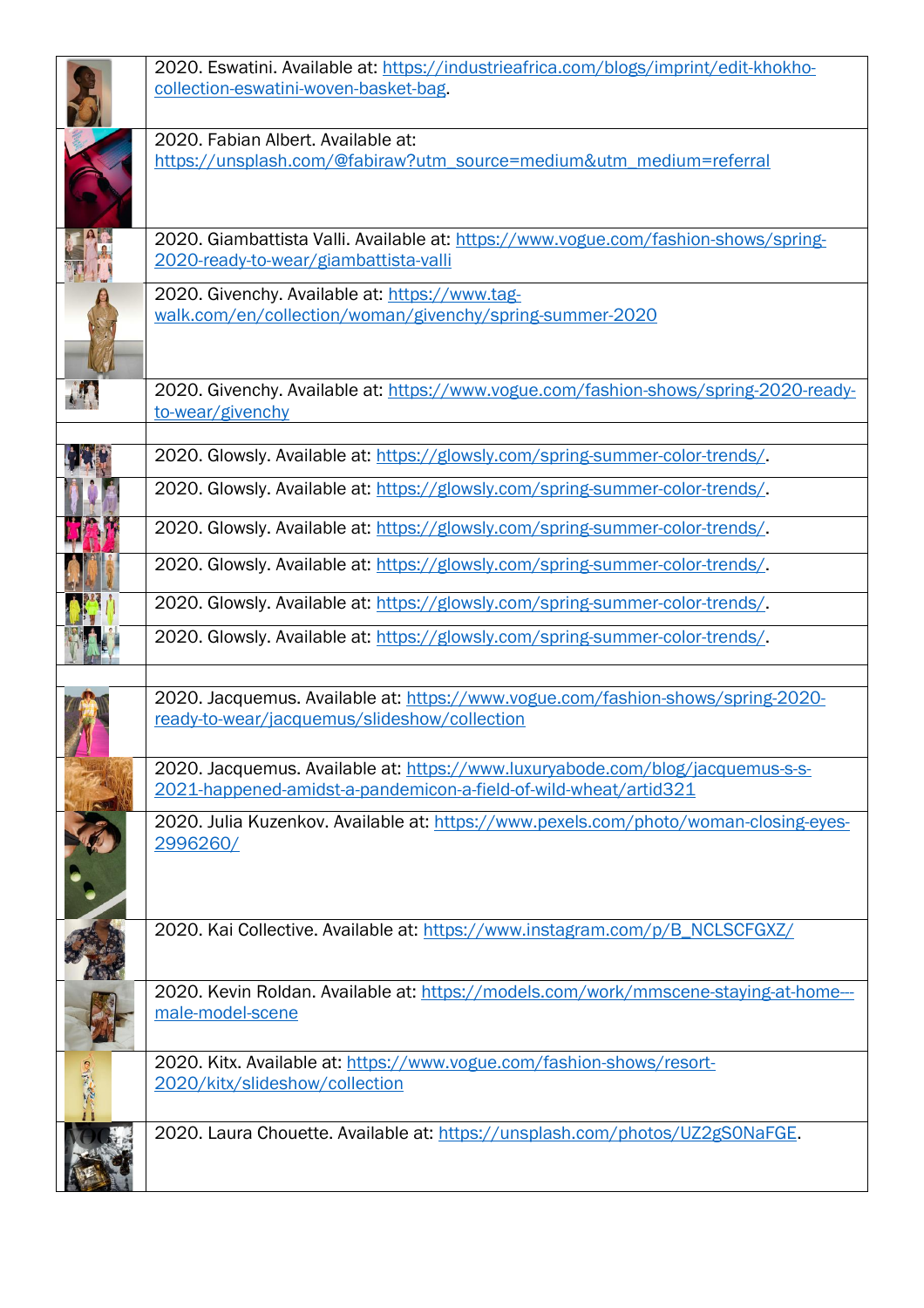| | |
|---|---|
| | 2020. Eswatini. Available at: https://industrieafrica.com/blogs/imprint/edit-khokho-collection-eswatini-woven-basket-bag. |
| | 2020. Fabian Albert. Available at: https://unsplash.com/@fabiraw?utm_source=medium&utm_medium=referral |
| | 2020. Giambattista Valli. Available at: https://www.vogue.com/fashion-shows/spring-2020-ready-to-wear/giambattista-valli |
| | 2020. Givenchy. Available at: https://www.tag-walk.com/en/collection/woman/givenchy/spring-summer-2020 |
| | 2020. Givenchy. Available at: https://www.vogue.com/fashion-shows/spring-2020-ready-to-wear/givenchy |
| | |
| | 2020. Glowsly. Available at: https://glowsly.com/spring-summer-color-trends/. |
| | 2020. Glowsly. Available at: https://glowsly.com/spring-summer-color-trends/. |
| | 2020. Glowsly. Available at: https://glowsly.com/spring-summer-color-trends/. |
| | 2020. Glowsly. Available at: https://glowsly.com/spring-summer-color-trends/. |
| | 2020. Glowsly. Available at: https://glowsly.com/spring-summer-color-trends/. |
| | 2020. Glowsly. Available at: https://glowsly.com/spring-summer-color-trends/. |
| | |
| | 2020. Jacquemus. Available at: https://www.vogue.com/fashion-shows/spring-2020-ready-to-wear/jacquemus/slideshow/collection |
| | 2020. Jacquemus. Available at: https://www.luxuryabode.com/blog/jacquemus-s-s-2021-happened-amidst-a-pandemicon-a-field-of-wild-wheat/artid321 |
| | 2020. Julia Kuzenkov. Available at: https://www.pexels.com/photo/woman-closing-eyes-2996260/ |
| | 2020. Kai Collective. Available at: https://www.instagram.com/p/B_NCLSCFGXZ/ |
| | 2020. Kevin Roldan. Available at: https://models.com/work/mmscene-staying-at-home---male-model-scene |
| | 2020. Kitx. Available at: https://www.vogue.com/fashion-shows/resort-2020/kitx/slideshow/collection |
| | 2020. Laura Chouette. Available at: https://unsplash.com/photos/UZ2gS0NaFGE. |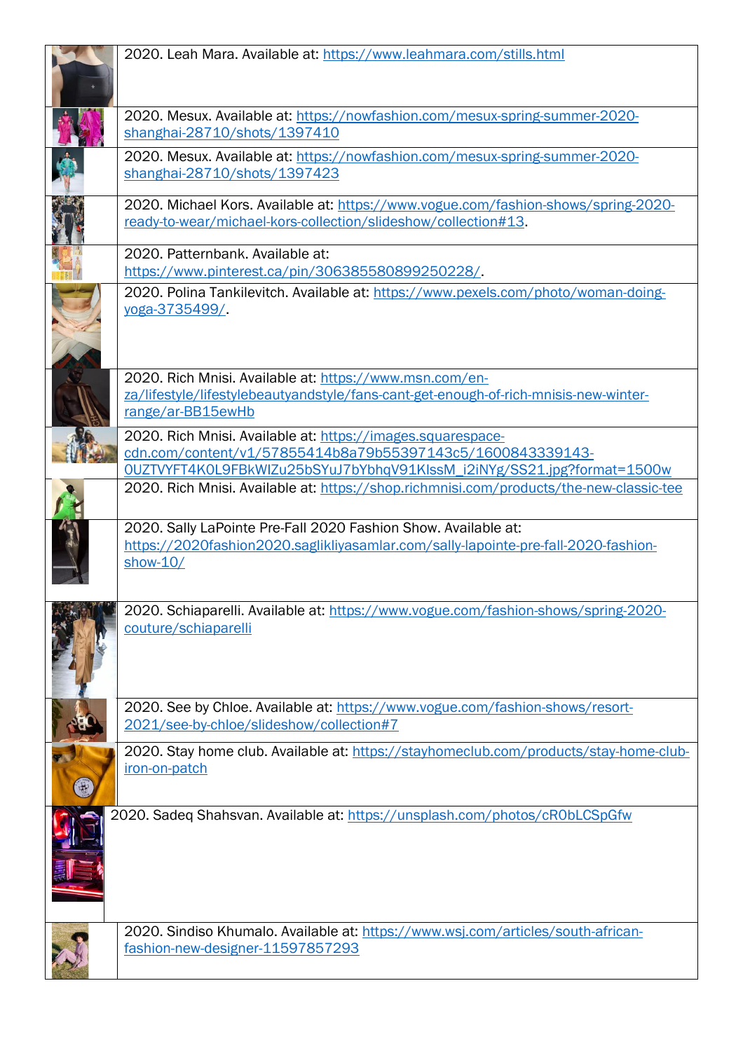| | |
|---|---|
| | 2020. Leah Mara. Available at: https://www.leahmara.com/stills.html |
| | 2020. Mesux. Available at: https://nowfashion.com/mesux-spring-summer-2020-shanghai-28710/shots/1397410 |
| | 2020. Mesux. Available at: https://nowfashion.com/mesux-spring-summer-2020-shanghai-28710/shots/1397423 |
| | 2020. Michael Kors. Available at: https://www.vogue.com/fashion-shows/spring-2020-ready-to-wear/michael-kors-collection/slideshow/collection#13. |
| | 2020. Patternbank. Available at: https://www.pinterest.ca/pin/306385580899250228/. |
| | 2020. Polina Tankilevitch. Available at: https://www.pexels.com/photo/woman-doing-yoga-3735499/. |
| | 2020. Rich Mnisi. Available at: https://www.msn.com/en-za/lifestyle/lifestylebeautyandstyle/fans-cant-get-enough-of-rich-mnisis-new-winter-range/ar-BB15ewHb |
| | 2020. Rich Mnisi. Available at: https://images.squarespace-cdn.com/content/v1/57855414b8a79b55397143c5/1600843339143-0UZTVYFT4K0L9FBkWIZu25bSYuJ7bYbhqV91KIssM_i2iNYg/SS21.jpg?format=1500w |
| | 2020. Rich Mnisi. Available at: https://shop.richmnisi.com/products/the-new-classic-tee |
| | 2020. Sally LaPointe Pre-Fall 2020 Fashion Show. Available at: https://2020fashion2020.saglikliyasamlar.com/sally-lapointe-pre-fall-2020-fashion-show-10/ |
| | 2020. Schiaparelli. Available at: https://www.vogue.com/fashion-shows/spring-2020-couture/schiaparelli |
| | 2020. See by Chloe. Available at: https://www.vogue.com/fashion-shows/resort-2021/see-by-chloe/slideshow/collection#7 |
| | 2020. Stay home club. Available at: https://stayhomeclub.com/products/stay-home-club-iron-on-patch |
| | 2020. Sadeq Shahsvan. Available at: https://unsplash.com/photos/cR0bLCSpGfw |
| | 2020. Sindiso Khumalo. Available at: https://www.wsj.com/articles/south-african-fashion-new-designer-11597857293 |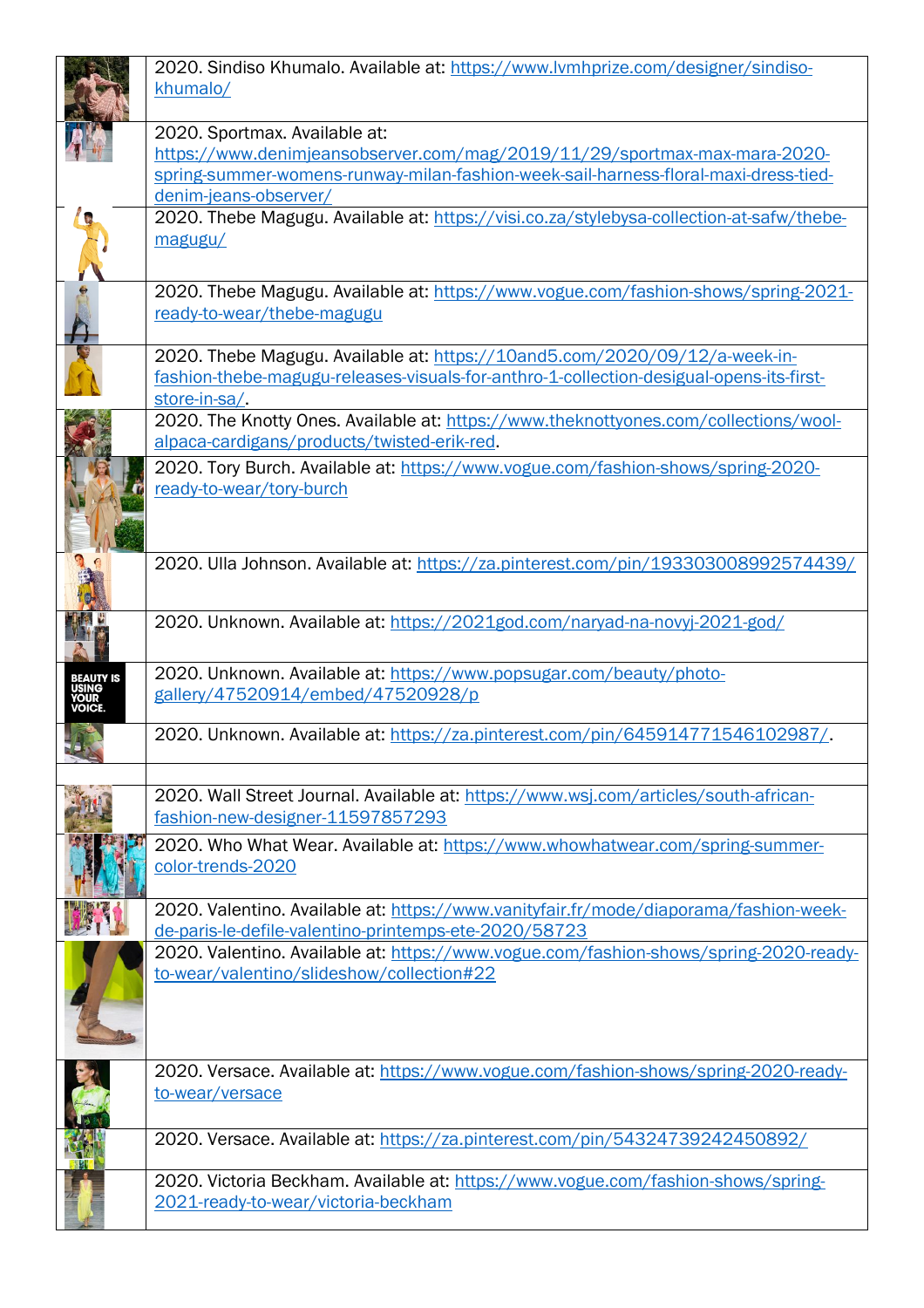| | |
|---|---|
| | 2020. Sindiso Khumalo. Available at: https://www.lvmhprize.com/designer/sindiso-khumalo/ |
| | 2020. Sportmax. Available at: https://www.denimjeansobserver.com/mag/2019/11/29/sportmax-max-mara-2020-spring-summer-womens-runway-milan-fashion-week-sail-harness-floral-maxi-dress-tied-denim-jeans-observer/ |
| | 2020. Thebe Magugu. Available at: https://visi.co.za/stylebysa-collection-at-safw/thebe-magugu/ |
| | 2020. Thebe Magugu. Available at: https://www.vogue.com/fashion-shows/spring-2021-ready-to-wear/thebe-magugu |
| | 2020. Thebe Magugu. Available at: https://10and5.com/2020/09/12/a-week-in-fashion-thebe-magugu-releases-visuals-for-anthro-1-collection-desigual-opens-its-first-store-in-sa/. |
| | 2020. The Knotty Ones. Available at: https://www.theknottyones.com/collections/wool-alpaca-cardigans/products/twisted-erik-red. |
| | 2020. Tory Burch. Available at: https://www.vogue.com/fashion-shows/spring-2020-ready-to-wear/tory-burch |
| | 2020. Ulla Johnson. Available at: https://za.pinterest.com/pin/193303008992574439/ |
| | 2020. Unknown. Available at: https://2021god.com/naryad-na-novyj-2021-god/ |
| | 2020. Unknown. Available at: https://www.popsugar.com/beauty/photo-gallery/47520914/embed/47520928/p |
| | 2020. Unknown. Available at: https://za.pinterest.com/pin/645914771546102987/. |
| | |
| | 2020. Wall Street Journal. Available at: https://www.wsj.com/articles/south-african-fashion-new-designer-11597857293 |
| | 2020. Who What Wear. Available at: https://www.whowhatwear.com/spring-summer-color-trends-2020 |
| | 2020. Valentino. Available at: https://www.vanityfair.fr/mode/diaporama/fashion-week-de-paris-le-defile-valentino-printemps-ete-2020/58723 |
| | 2020. Valentino. Available at: https://www.vogue.com/fashion-shows/spring-2020-ready-to-wear/valentino/slideshow/collection#22 |
| | 2020. Versace. Available at: https://www.vogue.com/fashion-shows/spring-2020-ready-to-wear/versace |
| | 2020. Versace. Available at: https://za.pinterest.com/pin/54324739242450892/ |
| | 2020. Victoria Beckham. Available at: https://www.vogue.com/fashion-shows/spring-2021-ready-to-wear/victoria-beckham |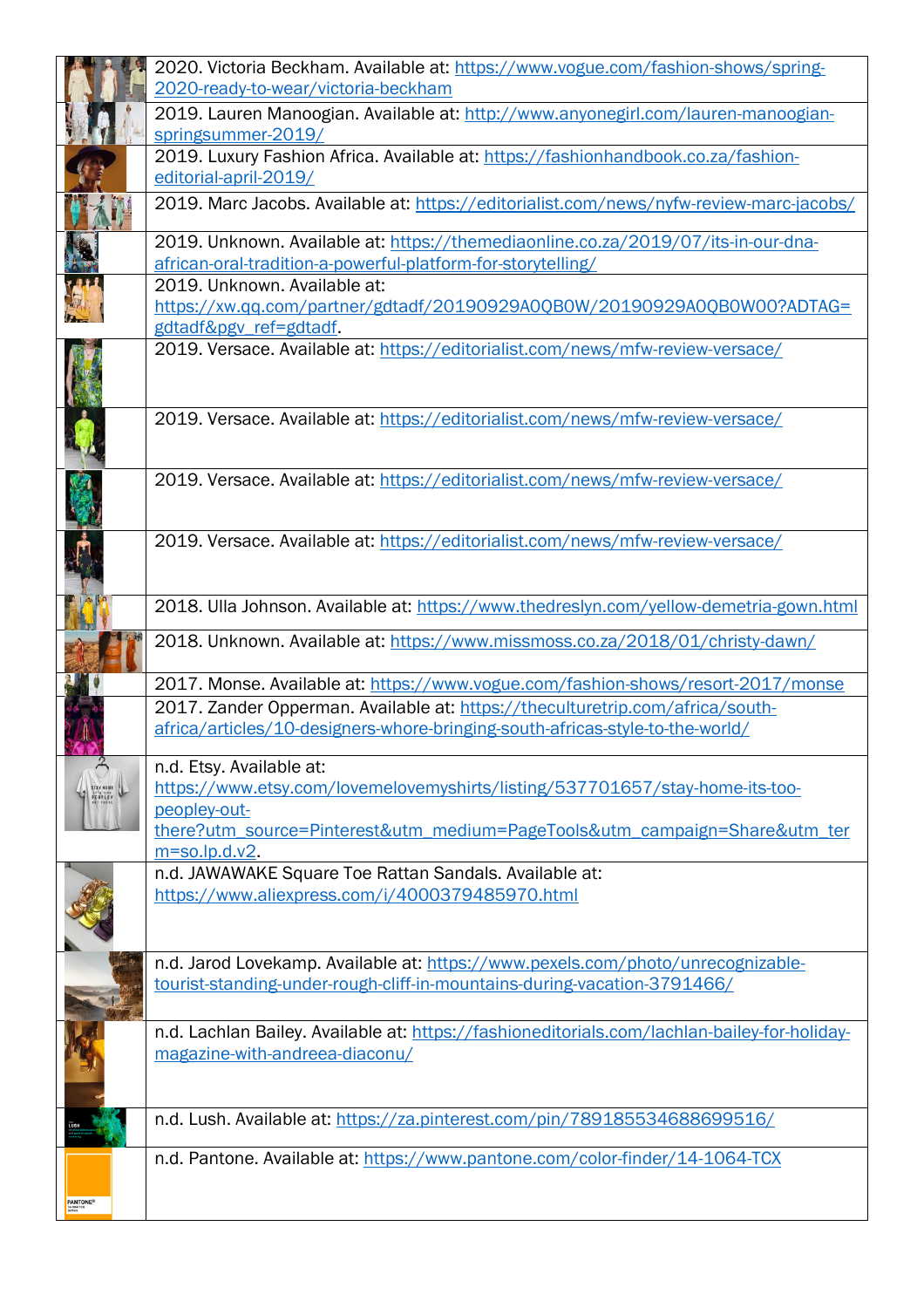| | |
|---|---|
| | 2020. Victoria Beckham. Available at: https://www.vogue.com/fashion-shows/spring-2020-ready-to-wear/victoria-beckham |
| | 2019. Lauren Manoogian. Available at: http://www.anyonegirl.com/lauren-manoogian-springsummer-2019/ |
| | 2019. Luxury Fashion Africa. Available at: https://fashionhandbook.co.za/fashion-editorial-april-2019/ |
| | 2019. Marc Jacobs. Available at: https://editorialist.com/news/nyfw-review-marc-jacobs/ |
| | 2019. Unknown. Available at: https://themediaonline.co.za/2019/07/its-in-our-dna-african-oral-tradition-a-powerful-platform-for-storytelling/ |
| | 2019. Unknown. Available at: https://xw.qq.com/partner/gdtadf/20190929A0QB0W/20190929A0QB0W00?ADTAG=gdtadf&pgv_ref=gdtadf. |
| | 2019. Versace. Available at: https://editorialist.com/news/mfw-review-versace/ |
| | 2019. Versace. Available at: https://editorialist.com/news/mfw-review-versace/ |
| | 2019. Versace. Available at: https://editorialist.com/news/mfw-review-versace/ |
| | 2019. Versace. Available at: https://editorialist.com/news/mfw-review-versace/ |
| | 2018. Ulla Johnson. Available at: https://www.thedreslyn.com/yellow-demetria-gown.html |
| | 2018. Unknown. Available at: https://www.missmoss.co.za/2018/01/christy-dawn/ |
| | 2017. Monse. Available at: https://www.vogue.com/fashion-shows/resort-2017/monse |
| | 2017. Zander Opperman. Available at: https://theculturetrip.com/africa/south-africa/articles/10-designers-whore-bringing-south-africas-style-to-the-world/ |
| | n.d. Etsy. Available at: https://www.etsy.com/lovemelovemyshirts/listing/537701657/stay-home-its-too-peopley-out-there?utm_source=Pinterest&utm_medium=PageTools&utm_campaign=Share&utm_term=so.lp.d.v2. |
| | n.d. JAWAWAKE Square Toe Rattan Sandals. Available at: https://www.aliexpress.com/i/4000379485970.html |
| | n.d. Jarod Lovekamp. Available at: https://www.pexels.com/photo/unrecognizable-tourist-standing-under-rough-cliff-in-mountains-during-vacation-3791466/ |
| | n.d. Lachlan Bailey. Available at: https://fashioneditorials.com/lachlan-bailey-for-holiday-magazine-with-andreea-diaconu/ |
| | n.d. Lush. Available at: https://za.pinterest.com/pin/789185534688699516/ |
| | n.d. Pantone. Available at: https://www.pantone.com/color-finder/14-1064-TCX |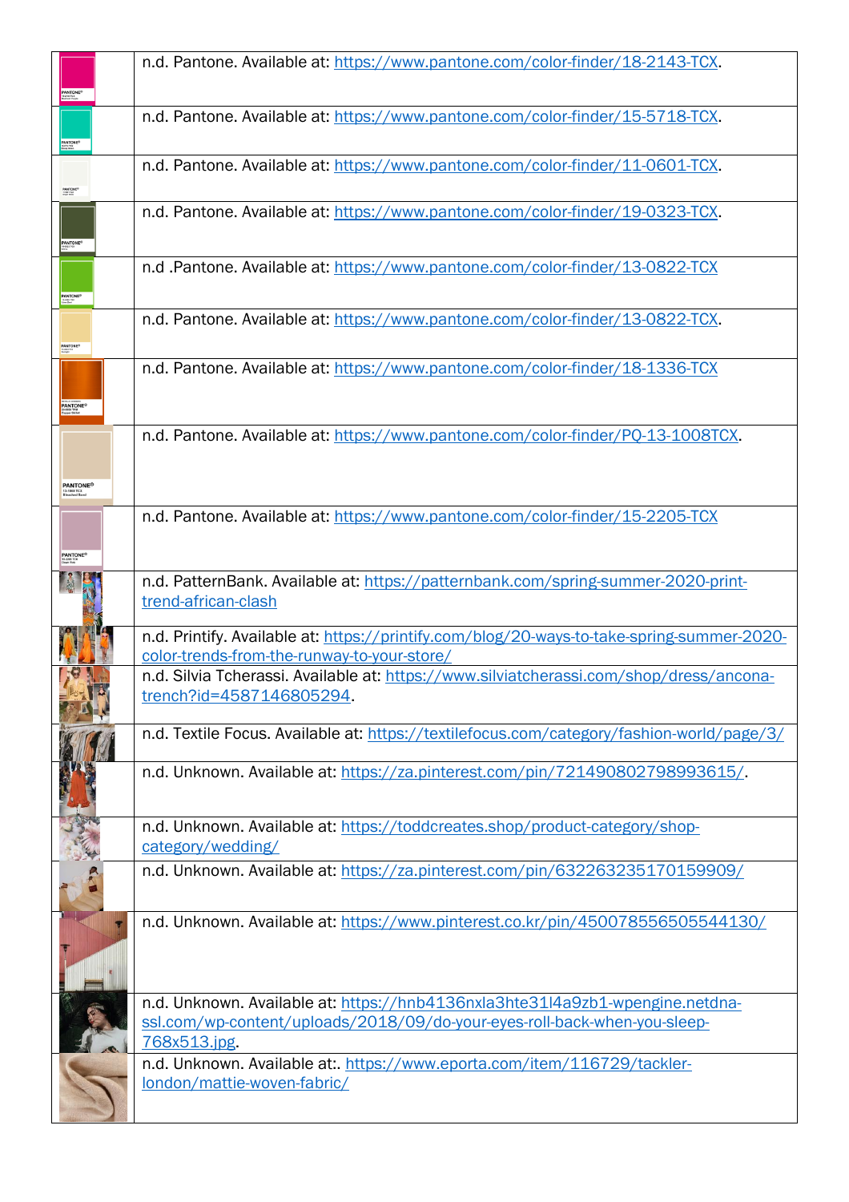| | |
|---|---|
| | n.d. Pantone. Available at: https://www.pantone.com/color-finder/18-2143-TCX. |
| | n.d. Pantone. Available at: https://www.pantone.com/color-finder/15-5718-TCX. |
| | n.d. Pantone. Available at: https://www.pantone.com/color-finder/11-0601-TCX. |
| | n.d. Pantone. Available at: https://www.pantone.com/color-finder/19-0323-TCX. |
| | n.d .Pantone. Available at: https://www.pantone.com/color-finder/13-0822-TCX |
| | n.d. Pantone. Available at: https://www.pantone.com/color-finder/13-0822-TCX. |
| | n.d. Pantone. Available at: https://www.pantone.com/color-finder/18-1336-TCX |
| | n.d. Pantone. Available at: https://www.pantone.com/color-finder/PQ-13-1008TCX. |
| | n.d. Pantone. Available at: https://www.pantone.com/color-finder/15-2205-TCX |
| | n.d. PatternBank. Available at: https://patternbank.com/spring-summer-2020-print-trend-african-clash |
| | n.d. Printify. Available at: https://printify.com/blog/20-ways-to-take-spring-summer-2020-color-trends-from-the-runway-to-your-store/ |
| | n.d. Silvia Tcherassi. Available at: https://www.silviatcherassi.com/shop/dress/ancona-trench?id=4587146805294. |
| | n.d. Textile Focus. Available at: https://textilefocus.com/category/fashion-world/page/3/ |
| | n.d. Unknown. Available at: https://za.pinterest.com/pin/721490802798993615/. |
| | n.d. Unknown. Available at: https://toddcreates.shop/product-category/shop-category/wedding/ |
| | n.d. Unknown. Available at: https://za.pinterest.com/pin/632263235170159909/ |
| | n.d. Unknown. Available at: https://www.pinterest.co.kr/pin/450078556505544130/ |
| | n.d. Unknown. Available at: https://hnb4136nxla3hte31l4a9zb1-wpengine.netdna-ssl.com/wp-content/uploads/2018/09/do-your-eyes-roll-back-when-you-sleep-768x513.jpg. |
| | n.d. Unknown. Available at:. https://www.eporta.com/item/116729/tackler-london/mattie-woven-fabric/ |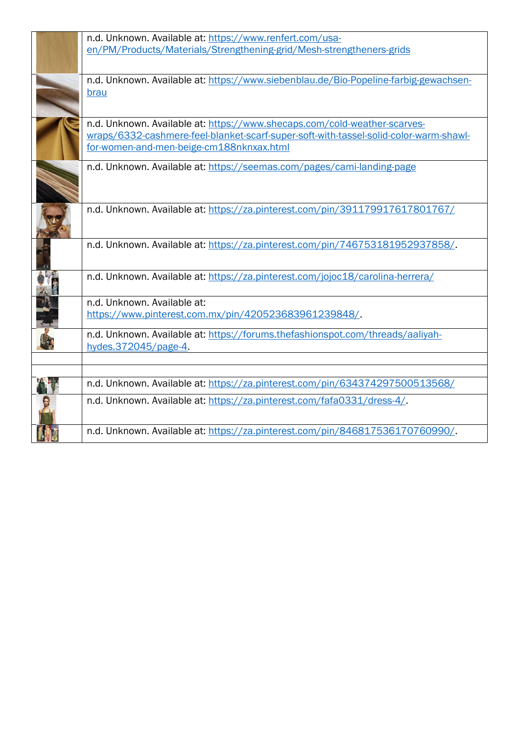| | |
|---|---|
| | n.d. Unknown. Available at: https://www.renfert.com/usa-en/PM/Products/Materials/Strengthening-grid/Mesh-strengtheners-grids |
| | n.d. Unknown. Available at: https://www.siebenblau.de/Bio-Popeline-farbig-gewachsen-brau |
| | n.d. Unknown. Available at: https://www.shecaps.com/cold-weather-scarves-wraps/6332-cashmere-feel-blanket-scarf-super-soft-with-tassel-solid-color-warm-shawl-for-women-and-men-beige-cm188nknxax.html |
| | n.d. Unknown. Available at: https://seemas.com/pages/cami-landing-page |
| | n.d. Unknown. Available at: https://za.pinterest.com/pin/391179917617801767/ |
| | n.d. Unknown. Available at: https://za.pinterest.com/pin/746753181952937858/. |
| | n.d. Unknown. Available at: https://za.pinterest.com/jojoc18/carolina-herrera/ |
| | n.d. Unknown. Available at: https://www.pinterest.com.mx/pin/420523683961239848/. |
| | n.d. Unknown. Available at: https://forums.thefashionspot.com/threads/aaliyah-hydes.372045/page-4. |
| | |
| | |
| | n.d. Unknown. Available at: https://za.pinterest.com/pin/634374297500513568/ |
| | n.d. Unknown. Available at: https://za.pinterest.com/fafa0331/dress-4/. |
| | n.d. Unknown. Available at: https://za.pinterest.com/pin/846817536170760990/. |